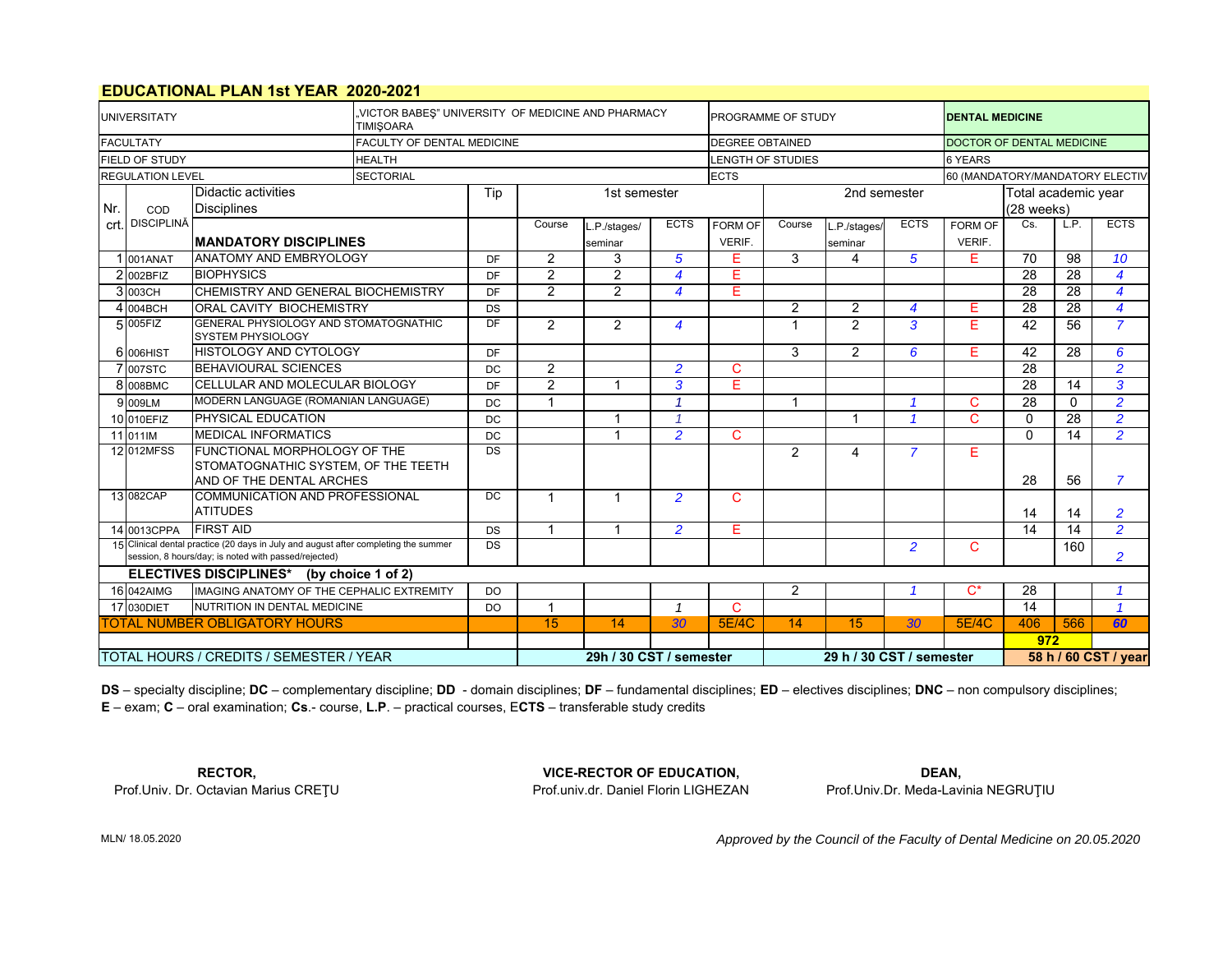# EDUCATIONAL PLAN 1st YEAR 2020-2021

| | | | |
|---|---|---|---|
| UNIVERSITATY | „VICTOR BABEŞ" UNIVERSITY OF MEDICINE AND PHARMACY TIMIŞOARA | PROGRAMME OF STUDY | DENTAL MEDICINE |
| FACULTATY | FACULTY OF DENTAL MEDICINE | DEGREE OBTAINED | DOCTOR OF DENTAL MEDICINE |
| FIELD OF STUDY | HEALTH | LENGTH OF STUDIES | 6 YEARS |
| REGULATION LEVEL | SECTORIAL | ECTS | 60 (MANDATORY/MANDATORY ELECTIV |

| Nr. crt. | COD DISCIPLINĂ | Didactic activities Disciplines | Tip | 1st semester | | | | 2nd semester | | | | Total academic year (28 weeks) | | |
|---|---|---|---|---|---|---|---|---|---|---|---|---|---|---|
| | | **MANDATORY DISCIPLINES** | | Course | L.P./stages/ seminar | ECTS | FORM OF VERIF. | Course | L.P./stages/ seminar | ECTS | FORM OF VERIF. | Cs. | L.P. | ECTS |
| 1 | 001ANAT | ANATOMY AND EMBRYOLOGY | DF | 2 | 3 | 5 | E | 3 | 4 | 5 | E | 70 | 98 | 10 |
| 2 | 002BFIZ | BIOPHYSICS | DF | 2 | 2 | 4 | E | | | | | 28 | 28 | 4 |
| 3 | 003CH | CHEMISTRY AND GENERAL BIOCHEMISTRY | DF | 2 | 2 | 4 | E | | | | | 28 | 28 | 4 |
| 4 | 004BCH | ORAL CAVITY BIOCHEMISTRY | DS | | | | | 2 | 2 | 4 | E | 28 | 28 | 4 |
| 5 | 005FIZ | GENERAL PHYSIOLOGY AND STOMATOGNATHIC SYSTEM PHYSIOLOGY | DF | 2 | 2 | 4 | | 1 | 2 | 3 | E | 42 | 56 | 7 |
| 6 | 006HIST | HISTOLOGY AND CYTOLOGY | DF | | | | | 3 | 2 | 6 | E | 42 | 28 | 6 |
| 7 | 007STC | BEHAVIOURAL SCIENCES | DC | 2 | | 2 | C | | | | | 28 | | 2 |
| 8 | 008BMC | CELLULAR AND MOLECULAR BIOLOGY | DF | 2 | 1 | 3 | E | | | | | 28 | 14 | 3 |
| 9 | 009LM | MODERN LANGUAGE (ROMANIAN LANGUAGE) | DC | 1 | | 1 | | 1 | | 1 | C | 28 | 0 | 2 |
| 10 | 010EFIZ | PHYSICAL EDUCATION | DC | | 1 | 1 | | | 1 | 1 | C | 0 | 28 | 2 |
| 11 | 011IM | MEDICAL INFORMATICS | DC | | 1 | 2 | C | | | | | 0 | 14 | 2 |
| 12 | 012MFSS | FUNCTIONAL MORPHOLOGY OF THE STOMATOGNATHIC SYSTEM, OF THE TEETH AND OF THE DENTAL ARCHES | DS | | | | | 2 | 4 | 7 | E | 28 | 56 | 7 |
| 13 | 082CAP | COMMUNICATION AND PROFESSIONAL ATITUDES | DC | 1 | 1 | 2 | C | | | | | 14 | 14 | 2 |
| 14 | 0013CPPA | FIRST AID | DS | 1 | 1 | 2 | E | | | | | 14 | 14 | 2 |
| 15 | | Clinical dental practice (20 days in July and august after completing the summer session, 8 hours/day; is noted with passed/rejected) | DS | | | | | | | 2 | C | | 160 | 2 |
| | | **ELECTIVES DISCIPLINES\* (by choice 1 of 2)** | | | | | | | | | | | | |
| 16 | 042AIMG | IMAGING ANATOMY OF THE CEPHALIC EXTREMITY | DO | | | | | 2 | | 1 | C* | 28 | | 1 |
| 17 | 030DIET | NUTRITION IN DENTAL MEDICINE | DO | 1 | | 1 | C | | | | | 14 | | 1 |
| | | TOTAL NUMBER OBLIGATORY HOURS | | 15 | 14 | 30 | 5E/4C | 14 | 15 | 30 | 5E/4C | 406 | 566 | 60 |
| | | | | | | | | | | | | 972 | | |
| | | TOTAL HOURS / CREDITS / SEMESTER / YEAR | | 29h / 30 CST / semester | | | | 29 h / 30 CST / semester | | | | 58 h / 60 CST / year | | |

**DS** – specialty discipline; **DC** – complementary discipline; **DD** - domain disciplines; **DF** – fundamental disciplines; **ED** – electives disciplines; **DNC** – non compulsory disciplines;
**E** – exam; **C** – oral examination; **Cs**.- course, **L.P**. – practical courses, E**CTS** – transferable study credits

**RECTOR,**
Prof.Univ. Dr. Octavian Marius CREŢU

**VICE-RECTOR OF EDUCATION,**
Prof.univ.dr. Daniel Florin LIGHEZAN

**DEAN,**
Prof.Univ.Dr. Meda-Lavinia NEGRUŢIU

MLN/ 18.05.2020

*Approved by the Council of the Faculty of Dental Medicine on 20.05.2020*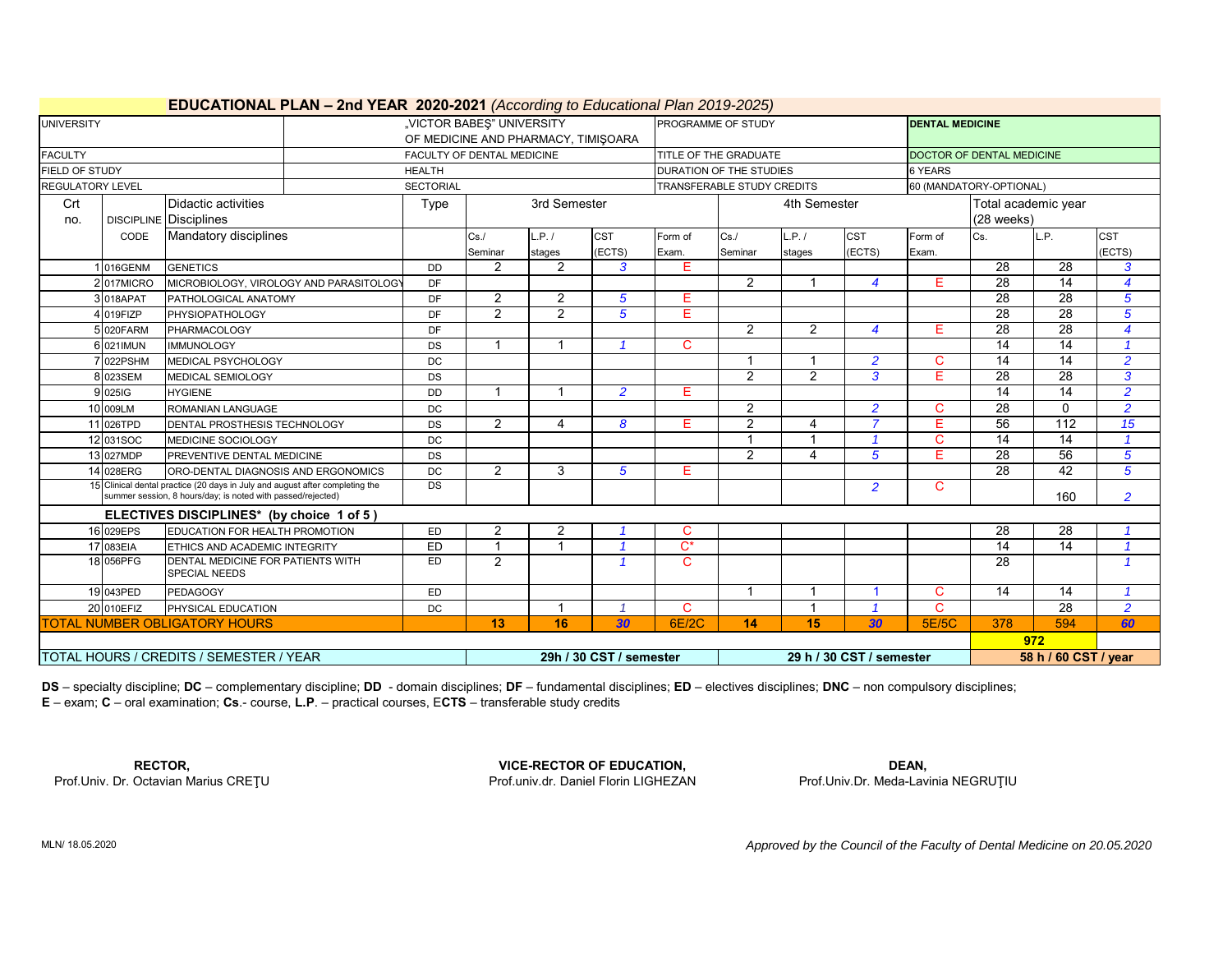# EDUCATIONAL PLAN – 2nd YEAR 2020-2021 *(According to Educational Plan 2019-2025)*

| | | |
|---|---|---|
| UNIVERSITY | „VICTOR BABEŞ" UNIVERSITY OF MEDICINE AND PHARMACY, TIMIŞOARA | PROGRAMME OF STUDY | DENTAL MEDICINE |
| FACULTY | FACULTY OF DENTAL MEDICINE | TITLE OF THE GRADUATE | DOCTOR OF DENTAL MEDICINE |
| FIELD OF STUDY | HEALTH | DURATION OF THE STUDIES | 6 YEARS |
| REGULATORY LEVEL | SECTORIAL | TRANSFERABLE STUDY CREDITS | 60 (MANDATORY-OPTIONAL) |

| Crt no. | DISCIPLINE CODE | Didactic activities Disciplines | Type | 3rd Semester | | | | 4th Semester | | | | Total academic year (28 weeks) | | |
|---|---|---|---|---|---|---|---|---|---|---|---|---|---|---|
| | | Mandatory disciplines | | Cs./ Seminar | L.P. / stages | CST (ECTS) | Form of Exam. | Cs./ Seminar | L.P. / stages | CST (ECTS) | Form of Exam. | Cs. | L.P. | CST (ECTS) |
| 1 | 016GENM | GENETICS | DD | 2 | 2 | 3 | E | | | | | 28 | 28 | 3 |
| 2 | 017MICRO | MICROBIOLOGY, VIROLOGY AND PARASITOLOGY | DF | | | | | 2 | 1 | 4 | E | 28 | 14 | 4 |
| 3 | 018APAT | PATHOLOGICAL ANATOMY | DF | 2 | 2 | 5 | E | | | | | 28 | 28 | 5 |
| 4 | 019FIZP | PHYSIOPATHOLOGY | DF | 2 | 2 | 5 | E | | | | | 28 | 28 | 5 |
| 5 | 020FARM | PHARMACOLOGY | DF | | | | | 2 | 2 | 4 | E | 28 | 28 | 4 |
| 6 | 021IMUN | IMMUNOLOGY | DS | 1 | 1 | 1 | C | | | | | 14 | 14 | 1 |
| 7 | 022PSHM | MEDICAL PSYCHOLOGY | DC | | | | | 1 | 1 | 2 | C | 14 | 14 | 2 |
| 8 | 023SEM | MEDICAL SEMIOLOGY | DS | | | | | 2 | 2 | 3 | E | 28 | 28 | 3 |
| 9 | 025IG | HYGIENE | DD | 1 | 1 | 2 | E | | | | | 14 | 14 | 2 |
| 10 | 009LM | ROMANIAN LANGUAGE | DC | | | | | 2 | | 2 | C | 28 | 0 | 2 |
| 11 | 026TPD | DENTAL PROSTHESIS TECHNOLOGY | DS | 2 | 4 | 8 | E | 2 | 4 | 7 | E | 56 | 112 | 15 |
| 12 | 031SOC | MEDICINE SOCIOLOGY | DC | | | | | 1 | 1 | 1 | C | 14 | 14 | 1 |
| 13 | 027MDP | PREVENTIVE DENTAL MEDICINE | DS | | | | | 2 | 4 | 5 | E | 28 | 56 | 5 |
| 14 | 028ERG | ORO-DENTAL DIAGNOSIS AND ERGONOMICS | DC | 2 | 3 | 5 | E | | | | | 28 | 42 | 5 |
| 15 | | Clinical dental practice (20 days in July and august after completing the summer session, 8 hours/day; is noted with passed/rejected) | DS | | | | | | | 2 | C | | 160 | 2 |
| | | **ELECTIVES DISCIPLINES\* (by choice 1 of 5 )** | | | | | | | | | | | | |
| 16 | 029EPS | EDUCATION FOR HEALTH PROMOTION | ED | 2 | 2 | 1 | C | | | | | 28 | 28 | 1 |
| 17 | 083EIA | ETHICS AND ACADEMIC INTEGRITY | ED | 1 | 1 | 1 | C* | | | | | 14 | 14 | 1 |
| 18 | 056PFG | DENTAL MEDICINE FOR PATIENTS WITH SPECIAL NEEDS | ED | 2 | | 1 | C | | | | | 28 | | 1 |
| 19 | 043PED | PEDAGOGY | ED | | | | | 1 | 1 | 1 | C | 14 | 14 | 1 |
| 20 | 010EFIZ | PHYSICAL EDUCATION | DC | | 1 | 1 | C | | 1 | 1 | C | | 28 | 2 |
| | | **TOTAL NUMBER OBLIGATORY HOURS** | | 13 | 16 | 30 | 6E/2C | 14 | 15 | 30 | 5E/5C | 378 | 594 | 60 |
| | | | | | | | | | | | | 972 | | |
| | | TOTAL HOURS / CREDITS / SEMESTER / YEAR | | 29h / 30 CST / semester | | | | 29 h / 30 CST / semester | | | | 58 h / 60 CST / year | | |

**DS** – specialty discipline; **DC** – complementary discipline; **DD** - domain disciplines; **DF** – fundamental disciplines; **ED** – electives disciplines; **DNC** – non compulsory disciplines;
**E** – exam; **C** – oral examination; **Cs**.- course, **L.P**. – practical courses, E**CTS** – transferable study credits

**RECTOR,**
Prof.Univ. Dr. Octavian Marius CREŢU

**VICE-RECTOR OF EDUCATION,**
Prof.univ.dr. Daniel Florin LIGHEZAN

**DEAN,**
Prof.Univ.Dr. Meda-Lavinia NEGRUŢIU

MLN/ 18.05.2020

*Approved by the Council of the Faculty of Dental Medicine on 20.05.2020*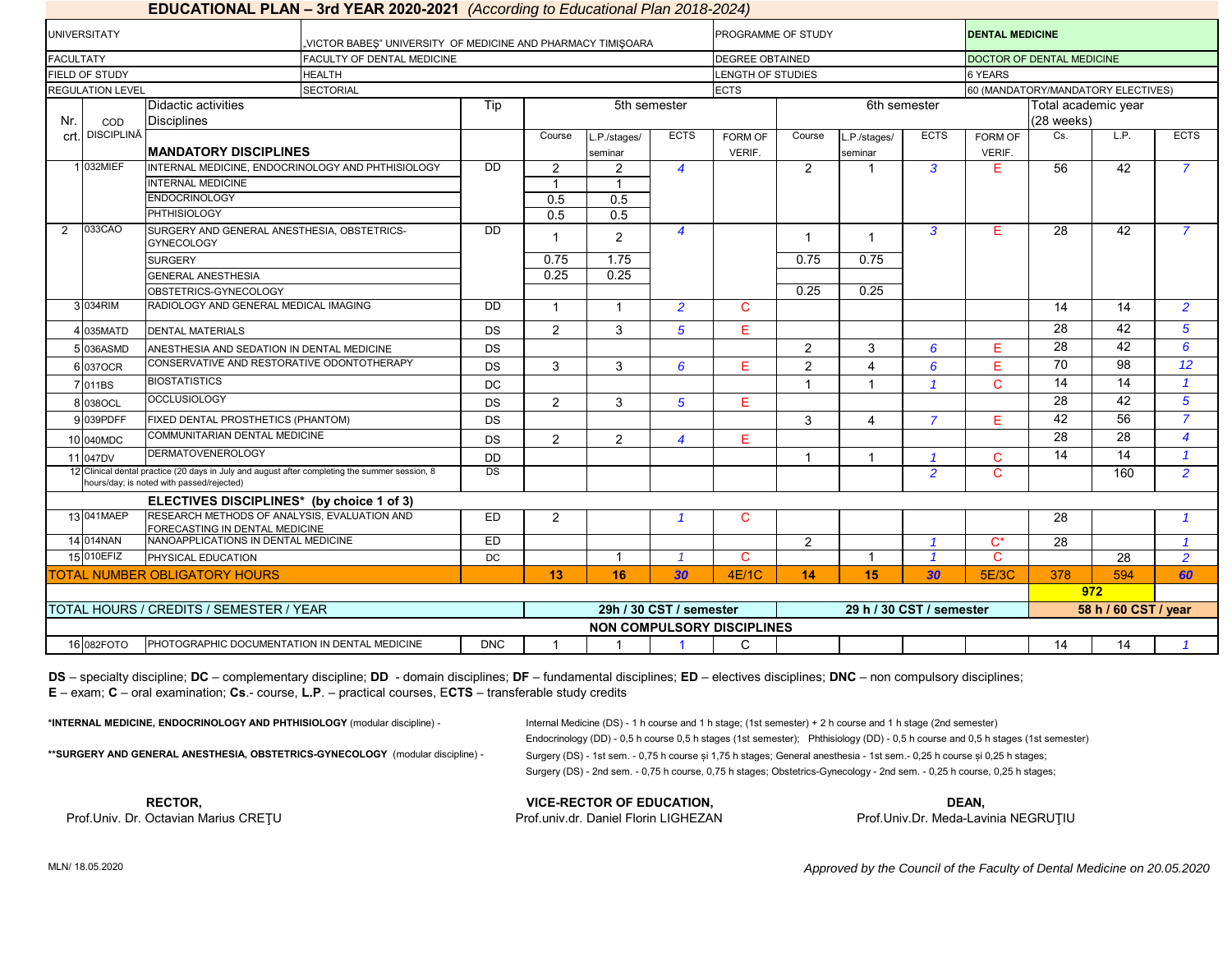# EDUCATIONAL PLAN – 3rd YEAR 2020-2021 *(According to Educational Plan 2018-2024)*

| | | | |
|---|---|---|---|
| UNIVERSITATY | „VICTOR BABEŞ" UNIVERSITY OF MEDICINE AND PHARMACY TIMIŞOARA | PROGRAMME OF STUDY | DENTAL MEDICINE |
| FACULTATY | FACULTY OF DENTAL MEDICINE | DEGREE OBTAINED | DOCTOR OF DENTAL MEDICINE |
| FIELD OF STUDY | HEALTH | LENGTH OF STUDIES | 6 YEARS |
| REGULATION LEVEL | SECTORIAL | ECTS | 60 (MANDATORY/MANDATORY ELECTIVES) |

| Nr. crt. | COD DISCIPLINĂ | Didactic activities Disciplines | Tip | 5th semester | | | | 6th semester | | | | Total academic year (28 weeks) | | |
|---|---|---|---|---|---|---|---|---|---|---|---|---|---|---|
| | | **MANDATORY DISCIPLINES** | | Course | L.P./stages/ seminar | ECTS | FORM OF VERIF. | Course | L.P./stages/ seminar | ECTS | FORM OF VERIF. | Cs. | L.P. | ECTS |
| 1 | 032MIEF | INTERNAL MEDICINE, ENDOCRINOLOGY AND PHTHISIOLOGY | DD | 2 | 2 | 4 | | 2 | 1 | 3 | E | 56 | 42 | 7 |
| | | INTERNAL MEDICINE | | 1 | 1 | | | | | | | | | |
| | | ENDOCRINOLOGY | | 0.5 | 0.5 | | | | | | | | | |
| | | PHTHISIOLOGY | | 0.5 | 0.5 | | | | | | | | | |
| 2 | 033CAO | SURGERY AND GENERAL ANESTHESIA, OBSTETRICS-GYNECOLOGY | DD | 1 | 2 | 4 | | 1 | 1 | 3 | E | 28 | 42 | 7 |
| | | SURGERY | | 0.75 | 1.75 | | | 0.75 | 0.75 | | | | | |
| | | GENERAL ANESTHESIA | | 0.25 | 0.25 | | | | | | | | | |
| | | OBSTETRICS-GYNECOLOGY | | | | | | 0.25 | 0.25 | | | | | |
| 3 | 034RIM | RADIOLOGY AND GENERAL MEDICAL IMAGING | DD | 1 | 1 | 2 | C | | | | | 14 | 14 | 2 |
| 4 | 035MATD | DENTAL MATERIALS | DS | 2 | 3 | 5 | E | | | | | 28 | 42 | 5 |
| 5 | 036ASMD | ANESTHESIA AND SEDATION IN DENTAL MEDICINE | DS | | | | | 2 | 3 | 6 | E | 28 | 42 | 6 |
| 6 | 037OCR | CONSERVATIVE AND RESTORATIVE ODONTOTHERAPY | DS | 3 | 3 | 6 | E | 2 | 4 | 6 | E | 70 | 98 | 12 |
| 7 | 011BS | BIOSTATISTICS | DC | | | | | 1 | 1 | 1 | C | 14 | 14 | 1 |
| 8 | 038OCL | OCCLUSIOLOGY | DS | 2 | 3 | 5 | E | | | | | 28 | 42 | 5 |
| 9 | 039PDFF | FIXED DENTAL PROSTHETICS (PHANTOM) | DS | | | | | 3 | 4 | 7 | E | 42 | 56 | 7 |
| 10 | 040MDC | COMMUNITARIAN DENTAL MEDICINE | DS | 2 | 2 | 4 | E | | | | | 28 | 28 | 4 |
| 11 | 047DV | DERMATOVENEROLOGY | DD | | | | | 1 | 1 | 1 | C | 14 | 14 | 1 |
| 12 | | Clinical dental practice (20 days in July and august after completing the summer session, 8 hours/day; is noted with passed/rejected) | DS | | | | | | | 2 | C | | 160 | 2 |
| | | **ELECTIVES DISCIPLINES\* (by choice 1 of 3)** | | | | | | | | | | | | |
| 13 | 041MAEP | RESEARCH METHODS OF ANALYSIS, EVALUATION AND FORECASTING IN DENTAL MEDICINE | ED | 2 | | 1 | C | | | | | 28 | | 1 |
| 14 | 014NAN | NANOAPPLICATIONS IN DENTAL MEDICINE | ED | | | | | 2 | | 1 | C* | 28 | | 1 |
| 15 | 010EFIZ | PHYSICAL EDUCATION | DC | | 1 | 1 | C | | 1 | 1 | C | | 28 | 2 |
| | | TOTAL NUMBER OBLIGATORY HOURS | | **13** | **16** | **30** | 4E/1C | **14** | **15** | **30** | 5E/3C | 378 | 594 | **60** |
| | | | | | | | | | | | | **972** | | |
| | | TOTAL HOURS / CREDITS / SEMESTER / YEAR | | **29h / 30 CST / semester** | | | | **29 h / 30 CST / semester** | | | | **58 h / 60 CST / year** | | |
| | | **NON COMPULSORY DISCIPLINES** | | | | | | | | | | | | |
| 16 | 082FOTO | PHOTOGRAPHIC DOCUMENTATION IN DENTAL MEDICINE | DNC | 1 | 1 | 1 | C | | | | | 14 | 14 | 1 |

**DS** – specialty discipline; **DC** – complementary discipline; **DD** - domain disciplines; **DF** – fundamental disciplines; **ED** – electives disciplines; **DNC** – non compulsory disciplines;
**E** – exam; **C** – oral examination; **Cs**.- course, **L.P.** – practical courses, E**CTS** – transferable study credits

**\*INTERNAL MEDICINE, ENDOCRINOLOGY AND PHTHISIOLOGY** (modular discipline) - Internal Medicine (DS) - 1 h course and 1 h stage; (1st semester) + 2 h course and 1 h stage (2nd semester)
Endocrinology (DD) - 0,5 h course 0,5 h stages (1st semester); Phthisiology (DD) - 0,5 h course and 0,5 h stages (1st semester)

**\*\*SURGERY AND GENERAL ANESTHESIA, OBSTETRICS-GYNECOLOGY** (modular discipline) - Surgery (DS) - 1st sem. - 0,75 h course și 1,75 h stages; General anesthesia - 1st sem.- 0,25 h course și 0,25 h stages;
Surgery (DS) - 2nd sem. - 0,75 h course, 0,75 h stages; Obstetrics-Gynecology - 2nd sem. - 0,25 h course, 0,25 h stages;

**RECTOR,**
Prof.Univ. Dr. Octavian Marius CREȚU

**VICE-RECTOR OF EDUCATION,**
Prof.univ.dr. Daniel Florin LIGHEZAN

**DEAN,**
Prof.Univ.Dr. Meda-Lavinia NEGRUȚIU

MLN/ 18.05.2020

*Approved by the Council of the Faculty of Dental Medicine on 20.05.2020*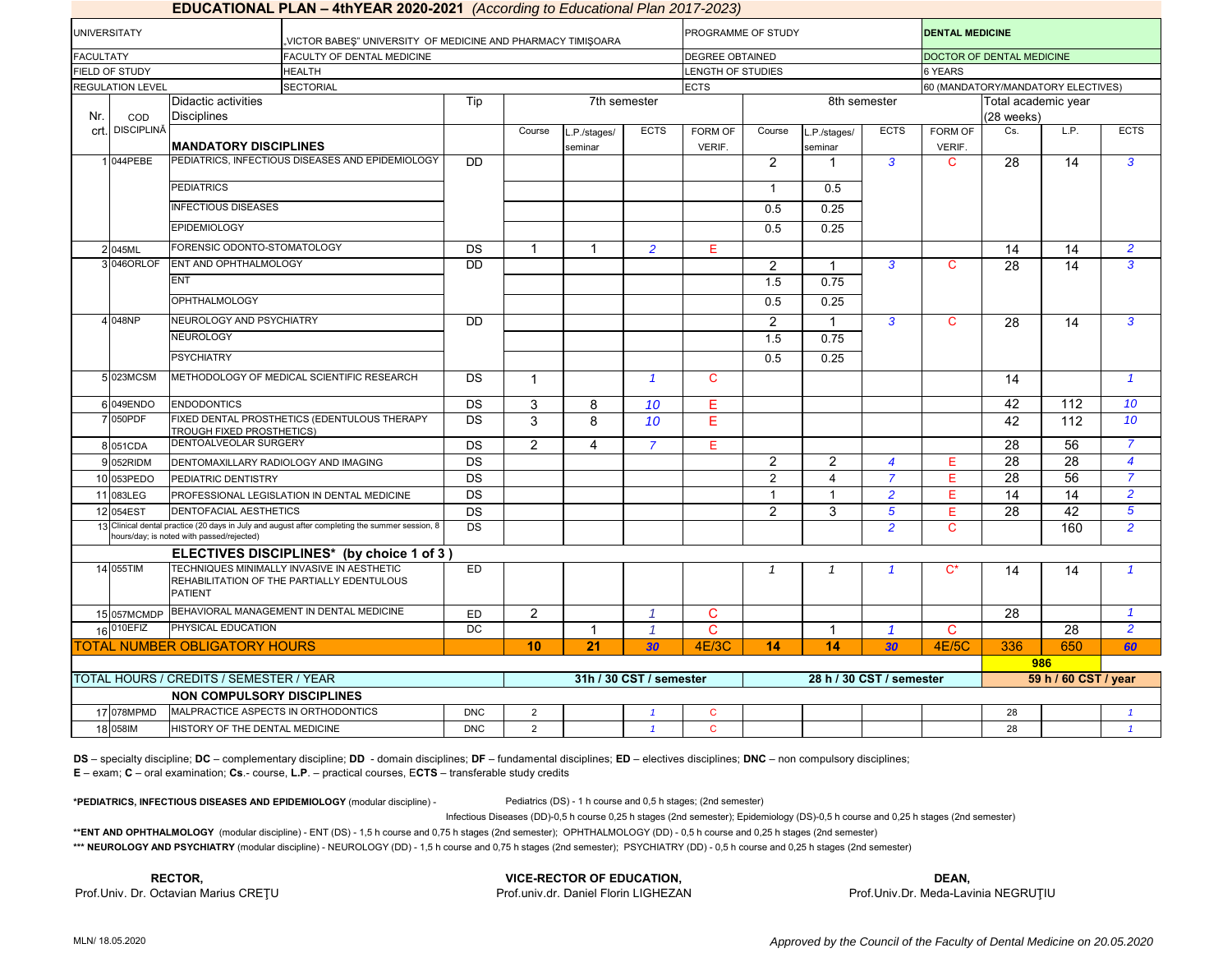## EDUCATIONAL PLAN – 4thYEAR 2020-2021 *(According to Educational Plan 2017-2023)*

| | | |
|---|---|---|
| UNIVERSITATY | „VICTOR BABEŞ" UNIVERSITY OF MEDICINE AND PHARMACY TIMIŞOARA | |
| FACULTATY | FACULTY OF DENTAL MEDICINE | |
| FIELD OF STUDY | HEALTH | |
| REGULATION LEVEL | SECTORIAL | |

| | |
|---|---|
| PROGRAMME OF STUDY | **DENTAL MEDICINE** |
| DEGREE OBTAINED | DOCTOR OF DENTAL MEDICINE |
| LENGTH OF STUDIES | 6 YEARS |
| ECTS | 60 (MANDATORY/MANDATORY ELECTIVES) |

| Nr. crt. | COD DISCIPLINĂ | Didactic activities Disciplines | Tip | 7th semester Course | 7th semester L.P./stages/seminar | 7th semester ECTS | 7th semester FORM OF VERIF. | 8th semester Course | 8th semester L.P./stages/seminar | 8th semester ECTS | 8th semester FORM OF VERIF. | Total academic year (28 weeks) Cs. | Total L.P. | Total ECTS |
|---|---|---|---|---|---|---|---|---|---|---|---|---|---|---|
| | | **MANDATORY DISCIPLINES** | | | | | | | | | | | | |
| 1 | 044PEBE | PEDIATRICS, INFECTIOUS DISEASES AND EPIDEMIOLOGY | DD | | | | | 2 | 1 | 3 | C | 28 | 14 | 3 |
| | | PEDIATRICS | | | | | | 1 | 0.5 | | | | | |
| | | INFECTIOUS DISEASES | | | | | | 0.5 | 0.25 | | | | | |
| | | EPIDEMIOLOGY | | | | | | 0.5 | 0.25 | | | | | |
| 2 | 045ML | FORENSIC ODONTO-STOMATOLOGY | DS | 1 | 1 | 2 | E | | | | | 14 | 14 | 2 |
| 3 | 046ORLOF | ENT AND OPHTHALMOLOGY | DD | | | | | 2 | 1 | 3 | C | 28 | 14 | 3 |
| | | ENT | | | | | | 1.5 | 0.75 | | | | | |
| | | OPHTHALMOLOGY | | | | | | 0.5 | 0.25 | | | | | |
| 4 | 048NP | NEUROLOGY AND PSYCHIATRY | DD | | | | | 2 | 1 | 3 | C | 28 | 14 | 3 |
| | | NEUROLOGY | | | | | | 1.5 | 0.75 | | | | | |
| | | PSYCHIATRY | | | | | | 0.5 | 0.25 | | | | | |
| 5 | 023MCSM | METHODOLOGY OF MEDICAL SCIENTIFIC RESEARCH | DS | 1 | | 1 | C | | | | | 14 | | 1 |
| 6 | 049ENDO | ENDODONTICS | DS | 3 | 8 | 10 | E | | | | | 42 | 112 | 10 |
| 7 | 050PDF | FIXED DENTAL PROSTHETICS (EDENTULOUS THERAPY TROUGH FIXED PROSTHETICS) | DS | 3 | 8 | 10 | E | | | | | 42 | 112 | 10 |
| 8 | 051CDA | DENTOALVEOLAR SURGERY | DS | 2 | 4 | 7 | E | | | | | 28 | 56 | 7 |
| 9 | 052RIDM | DENTOMAXILLARY RADIOLOGY AND IMAGING | DS | | | | | 2 | 2 | 4 | E | 28 | 28 | 4 |
| 10 | 053PEDO | PEDIATRIC DENTISTRY | DS | | | | | 2 | 4 | 7 | E | 28 | 56 | 7 |
| 11 | 083LEG | PROFESSIONAL LEGISLATION IN DENTAL MEDICINE | DS | | | | | 1 | 1 | 2 | E | 14 | 14 | 2 |
| 12 | 054EST | DENTOFACIAL AESTHETICS | DS | | | | | 2 | 3 | 5 | E | 28 | 42 | 5 |
| 13 | | Clinical dental practice (20 days in July and august after completing the summer session, 8 hours/day; is noted with passed/rejected) | DS | | | | | | | 2 | C | | 160 | 2 |
| | | **ELECTIVES DISCIPLINES* (by choice 1 of 3 )** | | | | | | | | | | | | |
| 14 | 055TIM | TECHNIQUES MINIMALLY INVASIVE IN AESTHETIC REHABILITATION OF THE PARTIALLY EDENTULOUS PATIENT | ED | | | | | 1 | 1 | 1 | C* | 14 | 14 | 1 |
| 15 | 057MCMDP | BEHAVIORAL MANAGEMENT IN DENTAL MEDICINE | ED | 2 | | 1 | C | | | | | 28 | | 1 |
| 16 | 010EFIZ | PHYSICAL EDUCATION | DC | | 1 | 1 | C | | 1 | 1 | C | | 28 | 2 |
| **TOTAL NUMBER OBLIGATORY HOURS** | | | | **10** | **21** | **30** | 4E/3C | **14** | **14** | **30** | 4E/5C | 336 | 650 | **60** |
| | | | | | | | | | | | | **986** | | |
| **TOTAL HOURS / CREDITS / SEMESTER / YEAR** | | | | **31h / 30 CST / semester** | | | | **28 h / 30 CST / semester** | | | | **59 h / 60 CST / year** | | |
| | | **NON COMPULSORY DISCIPLINES** | | | | | | | | | | | | |
| 17 | 078MPMD | MALPRACTICE ASPECTS IN ORTHODONTICS | DNC | 2 | | 1 | C | | | | | 28 | | 1 |
| 18 | 058IM | HISTORY OF THE DENTAL MEDICINE | DNC | 2 | | 1 | C | | | | | 28 | | 1 |

**DS** – specialty discipline; **DC** – complementary discipline; **DD** - domain disciplines; **DF** – fundamental disciplines; **ED** – electives disciplines; **DNC** – non compulsory disciplines;
**E** – exam; **C** – oral examination; **Cs**.- course, **L.P**. – practical courses, E**CTS** – transferable study credits

***PEDIATRICS, INFECTIOUS DISEASES AND EPIDEMIOLOGY** (modular discipline) - Pediatrics (DS) - 1 h course and 0,5 h stages; (2nd semester)
Infectious Diseases (DD)-0,5 h course 0,25 h stages (2nd semester); Epidemiology (DS)-0,5 h course and 0,25 h stages (2nd semester)

****ENT AND OPHTHALMOLOGY** (modular discipline) - ENT (DS) - 1,5 h course and 0,75 h stages (2nd semester); OPHTHALMOLOGY (DD) - 0,5 h course and 0,25 h stages (2nd semester)

***** NEUROLOGY AND PSYCHIATRY** (modular discipline) - NEUROLOGY (DD) - 1,5 h course and 0,75 h stages (2nd semester); PSYCHIATRY (DD) - 0,5 h course and 0,25 h stages (2nd semester)

| **RECTOR,** | **VICE-RECTOR OF EDUCATION,** | **DEAN,** |
|---|---|---|
| Prof.Univ. Dr. Octavian Marius CREŢU | Prof.univ.dr. Daniel Florin LIGHEZAN | Prof.Univ.Dr. Meda-Lavinia NEGRUŢIU |

MLN/ 18.05.2020

*Approved by the Council of the Faculty of Dental Medicine on 20.05.2020*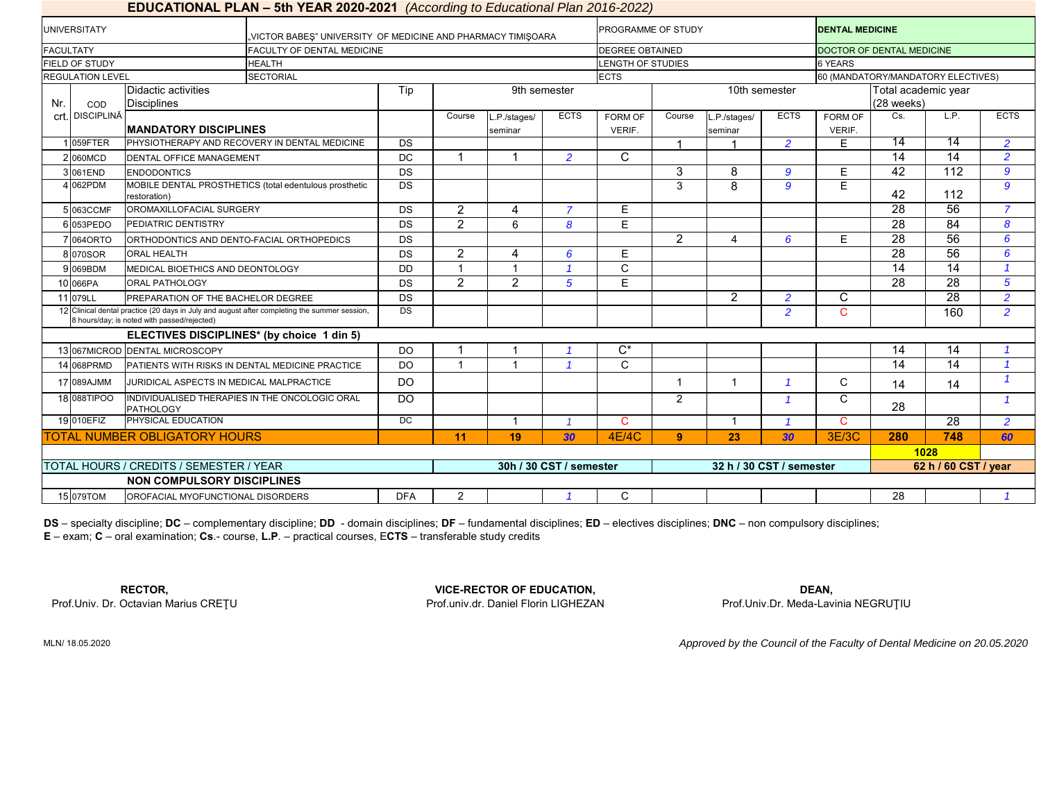## EDUCATIONAL PLAN – 5th YEAR 2020-2021 *(According to Educational Plan 2016-2022)*

| | | | |
|---|---|---|---|
| UNIVERSITATY | „VICTOR BABEŞ" UNIVERSITY OF MEDICINE AND PHARMACY TIMIŞOARA | PROGRAMME OF STUDY | **DENTAL MEDICINE** |
| FACULTATY | FACULTY OF DENTAL MEDICINE | DEGREE OBTAINED | DOCTOR OF DENTAL MEDICINE |
| FIELD OF STUDY | HEALTH | LENGTH OF STUDIES | 6 YEARS |
| REGULATION LEVEL | SECTORIAL | ECTS | 60 (MANDATORY/MANDATORY ELECTIVES) |

| Nr. crt. | COD DISCIPLINĂ | Didactic activities Disciplines | Tip | 9th semester | | | | 10th semester | | | | Total academic year (28 weeks) | | |
|---|---|---|---|---|---|---|---|---|---|---|---|---|---|---|
| | | **MANDATORY DISCIPLINES** | | Course | L.P./stages/ seminar | ECTS | FORM OF VERIF. | Course | L.P./stages/ seminar | ECTS | FORM OF VERIF. | Cs. | L.P. | ECTS |
| 1 | 059FTER | PHYSIOTHERAPY AND RECOVERY IN DENTAL MEDICINE | DS | | | | | 1 | 1 | *2* | E | 14 | 14 | *2* |
| 2 | 060MCD | DENTAL OFFICE MANAGEMENT | DC | 1 | 1 | *2* | C | | | | | 14 | 14 | *2* |
| 3 | 061END | ENDODONTICS | DS | | | | | 3 | 8 | *9* | E | 42 | 112 | *9* |
| 4 | 062PDM | MOBILE DENTAL PROSTHETICS (total edentulous prosthetic restoration) | DS | | | | | 3 | 8 | *9* | E | 42 | 112 | *9* |
| 5 | 063CCMF | OROMAXILLOFACIAL SURGERY | DS | 2 | 4 | *7* | E | | | | | 28 | 56 | *7* |
| 6 | 053PEDO | PEDIATRIC DENTISTRY | DS | 2 | 6 | *8* | E | | | | | 28 | 84 | *8* |
| 7 | 064ORTO | ORTHODONTICS AND DENTO-FACIAL ORTHOPEDICS | DS | | | | | 2 | 4 | *6* | E | 28 | 56 | *6* |
| 8 | 070SOR | ORAL HEALTH | DS | 2 | 4 | *6* | E | | | | | 28 | 56 | *6* |
| 9 | 069BDM | MEDICAL BIOETHICS AND DEONTOLOGY | DD | 1 | 1 | *1* | C | | | | | 14 | 14 | *1* |
| 10 | 066PA | ORAL PATHOLOGY | DS | 2 | 2 | *5* | E | | | | | 28 | 28 | *5* |
| 11 | 079LL | PREPARATION OF THE BACHELOR DEGREE | DS | | | | | | 2 | *2* | C | | 28 | *2* |
| 12 | | Clinical dental practice (20 days in July and august after completing the summer session, 8 hours/day; is noted with passed/rejected) | DS | | | | | | | *2* | C | | 160 | *2* |
| | | **ELECTIVES DISCIPLINES\* (by choice 1 din 5)** | | | | | | | | | | | | |
| 13 | 067MICROD | DENTAL MICROSCOPY | DO | 1 | 1 | *1* | C* | | | | | 14 | 14 | *1* |
| 14 | 068PRMD | PATIENTS WITH RISKS IN DENTAL MEDICINE PRACTICE | DO | 1 | 1 | *1* | C | | | | | 14 | 14 | *1* |
| 17 | 089AJMM | JURIDICAL ASPECTS IN MEDICAL MALPRACTICE | DO | | | | | 1 | 1 | *1* | C | 14 | 14 | *1* |
| 18 | 088TIPOO | INDIVIDUALISED THERAPIES IN THE ONCOLOGIC ORAL PATHOLOGY | DO | | | | | 2 | | *1* | C | 28 | | *1* |
| 19 | 010EFIZ | PHYSICAL EDUCATION | DC | | 1 | *1* | C | | 1 | *1* | C | | 28 | *2* |
| | | **TOTAL NUMBER OBLIGATORY HOURS** | | **11** | **19** | ***30*** | 4E/4C | **9** | **23** | ***30*** | 3E/3C | **280** | **748** | ***60*** |
| | | | | | | | | | | | | **1028** | | |
| | | **TOTAL HOURS / CREDITS / SEMESTER / YEAR** | | **30h / 30 CST / semester** | | | | **32 h / 30 CST / semester** | | | | **62 h / 60 CST / year** | | |
| | | **NON COMPULSORY DISCIPLINES** | | | | | | | | | | | | |
| 15 | 079TOM | OROFACIAL MYOFUNCTIONAL DISORDERS | DFA | 2 | | *1* | C | | | | | 28 | | *1* |

**DS** – specialty discipline; **DC** – complementary discipline; **DD** - domain disciplines; **DF** – fundamental disciplines; **ED** – electives disciplines; **DNC** – non compulsory disciplines;
**E** – exam; **C** – oral examination; **Cs**.- course, **L.P**. – practical courses, E**CTS** – transferable study credits

**RECTOR,**
Prof.Univ. Dr. Octavian Marius CREŢU

**VICE-RECTOR OF EDUCATION,**
Prof.univ.dr. Daniel Florin LIGHEZAN

**DEAN,**
Prof.Univ.Dr. Meda-Lavinia NEGRUŢIU

MLN/ 18.05.2020

*Approved by the Council of the Faculty of Dental Medicine on 20.05.2020*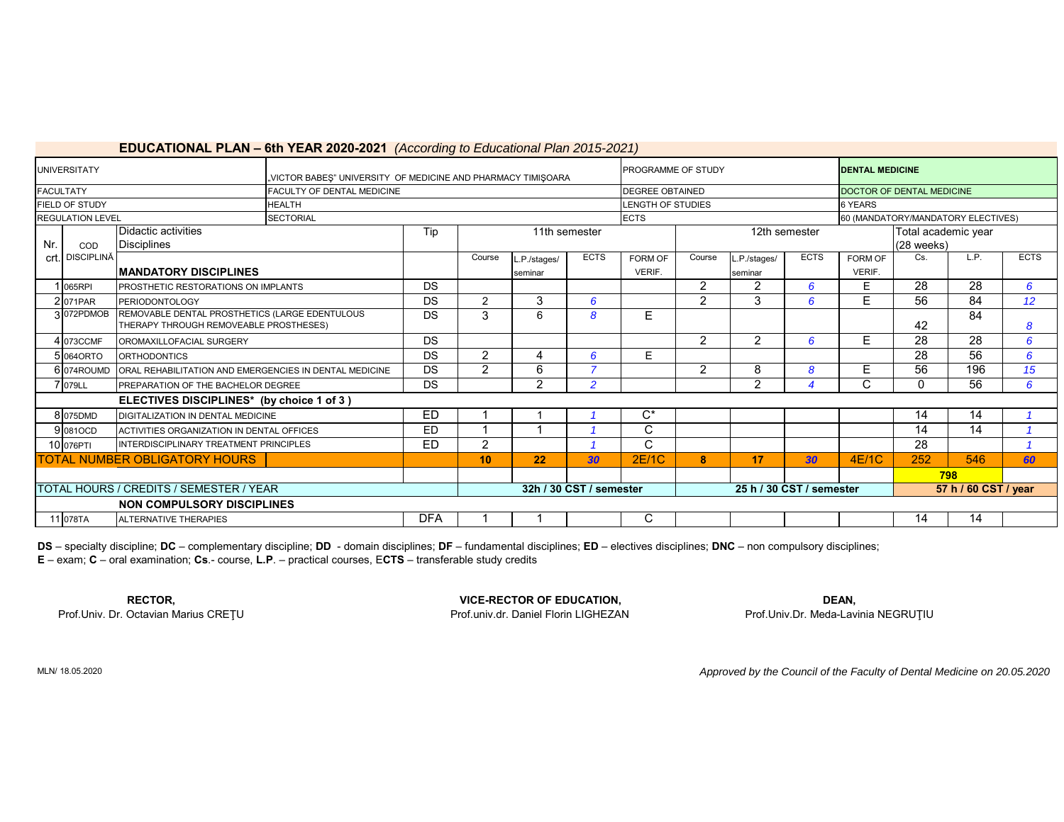## EDUCATIONAL PLAN – 6th YEAR 2020-2021 *(According to Educational Plan 2015-2021)*

| | | | |
|---|---|---|---|
| UNIVERSITATY | „VICTOR BABEŞ" UNIVERSITY OF MEDICINE AND PHARMACY TIMIŞOARA | PROGRAMME OF STUDY | **DENTAL MEDICINE** |
| FACULTATY | FACULTY OF DENTAL MEDICINE | DEGREE OBTAINED | DOCTOR OF DENTAL MEDICINE |
| FIELD OF STUDY | HEALTH | LENGTH OF STUDIES | 6 YEARS |
| REGULATION LEVEL | SECTORIAL | ECTS | 60 (MANDATORY/MANDATORY ELECTIVES) |

| Nr. crt. | COD DISCIPLINĂ | Didactic activities Disciplines | Tip | 11th semester | | | | 12th semester | | | | Total academic year (28 weeks) | | |
|---|---|---|---|---|---|---|---|---|---|---|---|---|---|---|
| | | **MANDATORY DISCIPLINES** | | Course | L.P./stages/ seminar | ECTS | FORM OF VERIF. | Course | L.P./stages/ seminar | ECTS | FORM OF VERIF. | Cs. | L.P. | ECTS |
| 1 | 065RPI | PROSTHETIC RESTORATIONS ON IMPLANTS | DS | | | | | 2 | 2 | *6* | E | 28 | 28 | *6* |
| 2 | 071PAR | PERIODONTOLOGY | DS | 2 | 3 | *6* | | 2 | 3 | *6* | E | 56 | 84 | *12* |
| 3 | 072PDMOB | REMOVABLE DENTAL PROSTHETICS (LARGE EDENTULOUS THERAPY THROUGH REMOVEABLE PROSTHESES) | DS | 3 | 6 | *8* | E | | | | | 42 | 84 | *8* |
| 4 | 073CCMF | OROMAXILLOFACIAL SURGERY | DS | | | | | 2 | 2 | *6* | E | 28 | 28 | *6* |
| 5 | 064ORTO | ORTHODONTICS | DS | 2 | 4 | *6* | E | | | | | 28 | 56 | *6* |
| 6 | 074ROUMD | ORAL REHABILITATION AND EMERGENCIES IN DENTAL MEDICINE | DS | 2 | 6 | *7* | | 2 | 8 | *8* | E | 56 | 196 | *15* |
| 7 | 079LL | PREPARATION OF THE BACHELOR DEGREE | DS | | 2 | *2* | | | 2 | *4* | C | 0 | 56 | *6* |
| | | **ELECTIVES DISCIPLINES\* (by choice 1 of 3 )** | | | | | | | | | | | | |
| 8 | 075DMD | DIGITALIZATION IN DENTAL MEDICINE | ED | 1 | 1 | *1* | C* | | | | | 14 | 14 | *1* |
| 9 | 081OCD | ACTIVITIES ORGANIZATION IN DENTAL OFFICES | ED | 1 | 1 | *1* | C | | | | | 14 | 14 | *1* |
| 10 | 076PTI | INTERDISCIPLINARY TREATMENT PRINCIPLES | ED | 2 | | *1* | C | | | | | 28 | | *1* |
| | | TOTAL NUMBER OBLIGATORY HOURS | | **10** | **22** | ***30*** | 2E/1C | **8** | **17** | ***30*** | 4E/1C | 252 | 546 | ***60*** |
| | | | | | | | | | | | | **798** | | |
| | | TOTAL HOURS / CREDITS / SEMESTER / YEAR | | **32h / 30 CST / semester** | | | | **25 h / 30 CST / semester** | | | | **57 h / 60 CST / year** | | |
| | | **NON COMPULSORY DISCIPLINES** | | | | | | | | | | | | |
| 11 | 078TA | ALTERNATIVE THERAPIES | DFA | 1 | 1 | | C | | | | | 14 | 14 | |

**DS** – specialty discipline; **DC** – complementary discipline; **DD** - domain disciplines; **DF** – fundamental disciplines; **ED** – electives disciplines; **DNC** – non compulsory disciplines;
**E** – exam; **C** – oral examination; **Cs**.- course, **L.P**. – practical courses, E**CTS** – transferable study credits

**RECTOR,**
Prof.Univ. Dr. Octavian Marius CREŢU

**VICE-RECTOR OF EDUCATION,**
Prof.univ.dr. Daniel Florin LIGHEZAN

**DEAN,**
Prof.Univ.Dr. Meda-Lavinia NEGRUŢIU

MLN/ 18.05.2020

*Approved by the Council of the Faculty of Dental Medicine on 20.05.2020*